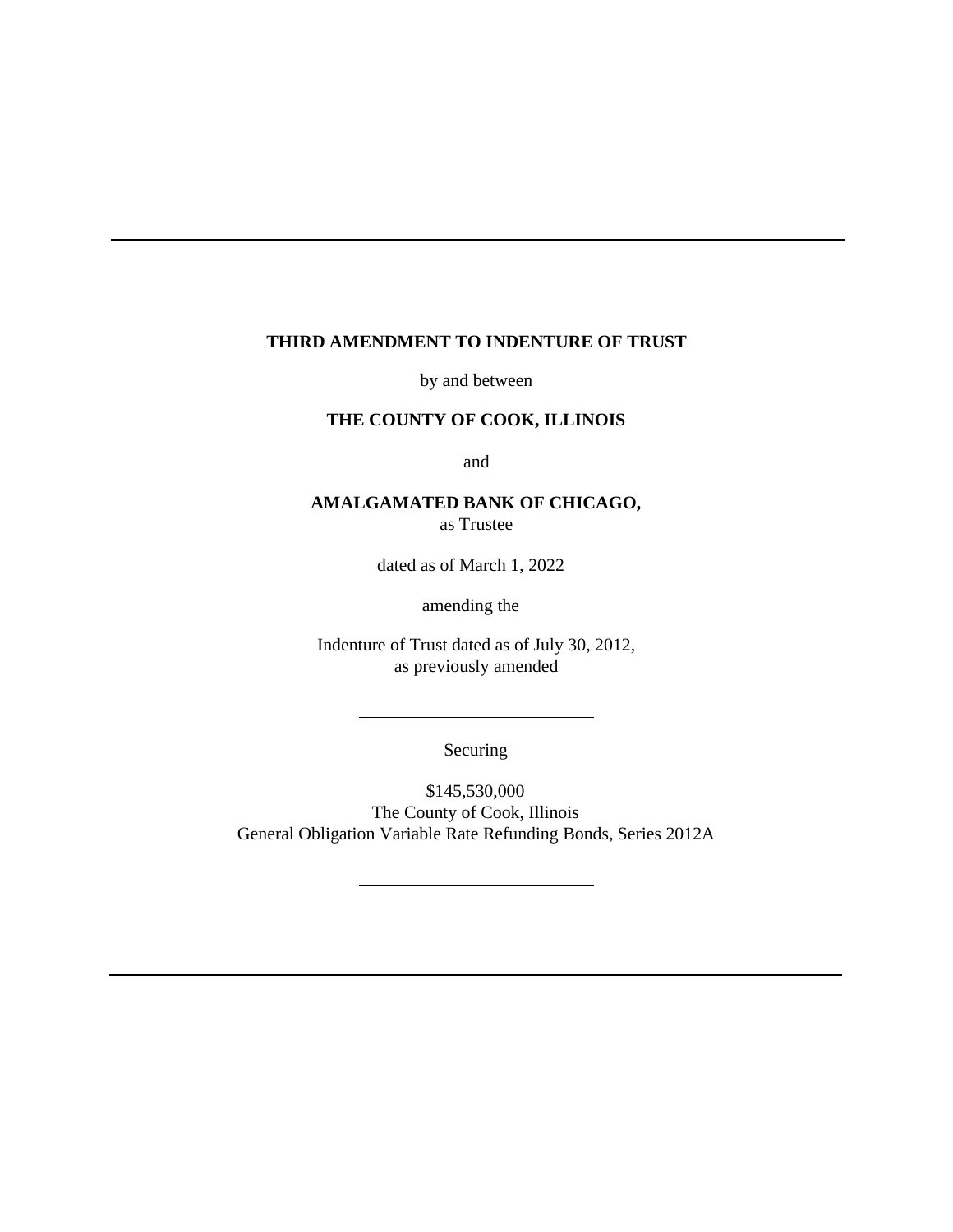---

**THIRD AMENDMENT TO INDENTURE OF TRUST**

by and between

**THE COUNTY OF COOK, ILLINOIS**

and

**AMALGAMATED BANK OF CHICAGO,**
as Trustee

dated as of March 1, 2022

amending the

Indenture of Trust dated as of July 30, 2012,
as previously amended

---

Securing

\$145,530,000
The County of Cook, Illinois
General Obligation Variable Rate Refunding Bonds, Series 2012A

---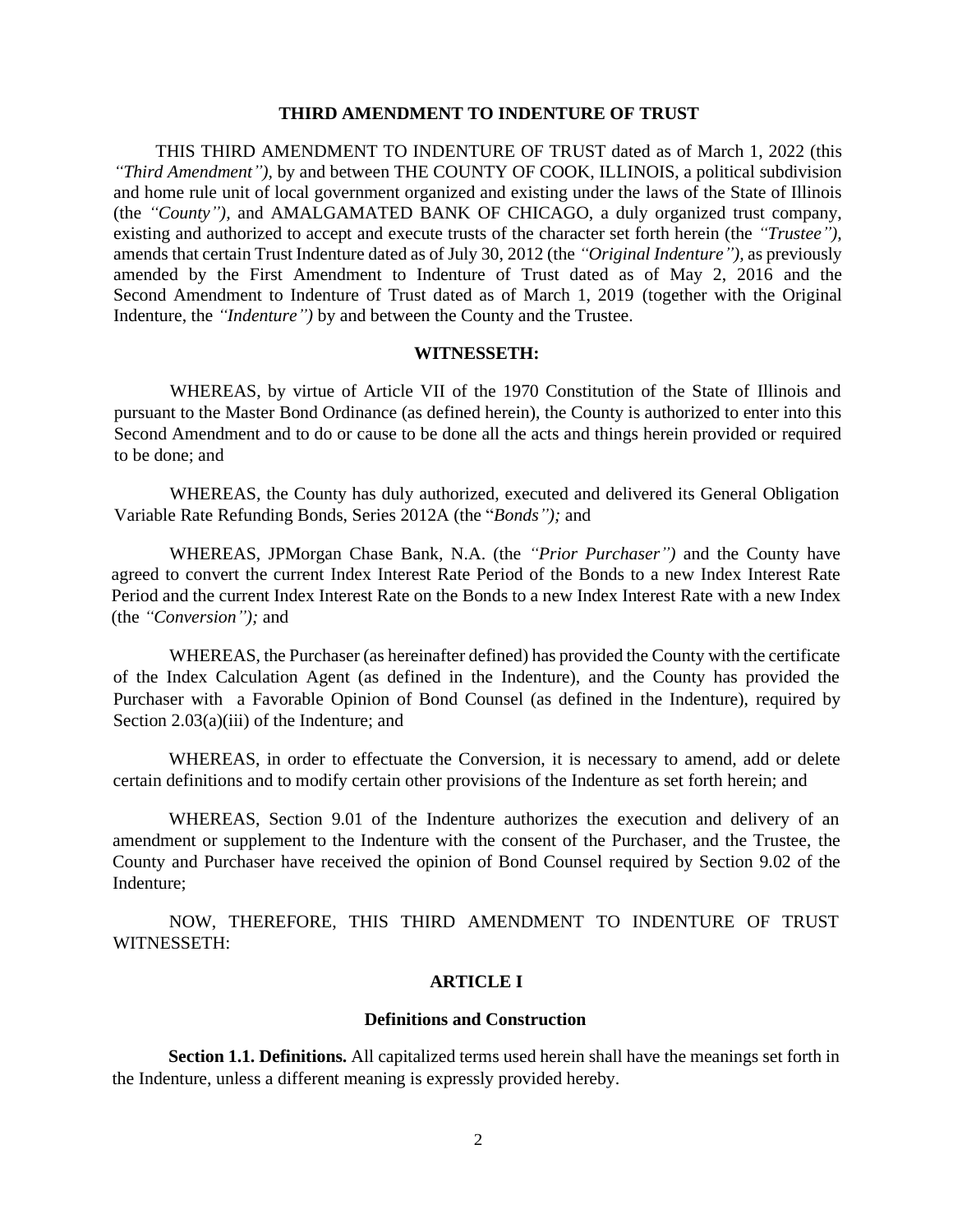**THIRD AMENDMENT TO INDENTURE OF TRUST**

THIS THIRD AMENDMENT TO INDENTURE OF TRUST dated as of March 1, 2022 (this *"Third Amendment")*, by and between THE COUNTY OF COOK, ILLINOIS, a political subdivision and home rule unit of local government organized and existing under the laws of the State of Illinois (the *"County")*, and AMALGAMATED BANK OF CHICAGO, a duly organized trust company, existing and authorized to accept and execute trusts of the character set forth herein (the *"Trustee")*, amends that certain Trust Indenture dated as of July 30, 2012 (the *"Original Indenture")*, as previously amended by the First Amendment to Indenture of Trust dated as of May 2, 2016 and the Second Amendment to Indenture of Trust dated as of March 1, 2019 (together with the Original Indenture, the *"Indenture")* by and between the County and the Trustee.

**WITNESSETH:**

WHEREAS, by virtue of Article VII of the 1970 Constitution of the State of Illinois and pursuant to the Master Bond Ordinance (as defined herein), the County is authorized to enter into this Second Amendment and to do or cause to be done all the acts and things herein provided or required to be done; and

WHEREAS, the County has duly authorized, executed and delivered its General Obligation Variable Rate Refunding Bonds, Series 2012A (the "*Bonds");* and

WHEREAS, JPMorgan Chase Bank, N.A. (the *"Prior Purchaser")* and the County have agreed to convert the current Index Interest Rate Period of the Bonds to a new Index Interest Rate Period and the current Index Interest Rate on the Bonds to a new Index Interest Rate with a new Index (the *"Conversion");* and

WHEREAS, the Purchaser (as hereinafter defined) has provided the County with the certificate of the Index Calculation Agent (as defined in the Indenture), and the County has provided the Purchaser with a Favorable Opinion of Bond Counsel (as defined in the Indenture), required by Section 2.03(a)(iii) of the Indenture; and

WHEREAS, in order to effectuate the Conversion, it is necessary to amend, add or delete certain definitions and to modify certain other provisions of the Indenture as set forth herein; and

WHEREAS, Section 9.01 of the Indenture authorizes the execution and delivery of an amendment or supplement to the Indenture with the consent of the Purchaser, and the Trustee, the County and Purchaser have received the opinion of Bond Counsel required by Section 9.02 of the Indenture;

NOW, THEREFORE, THIS THIRD AMENDMENT TO INDENTURE OF TRUST WITNESSETH:

**ARTICLE I**

**Definitions and Construction**

**Section 1.1. Definitions.** All capitalized terms used herein shall have the meanings set forth in the Indenture, unless a different meaning is expressly provided hereby.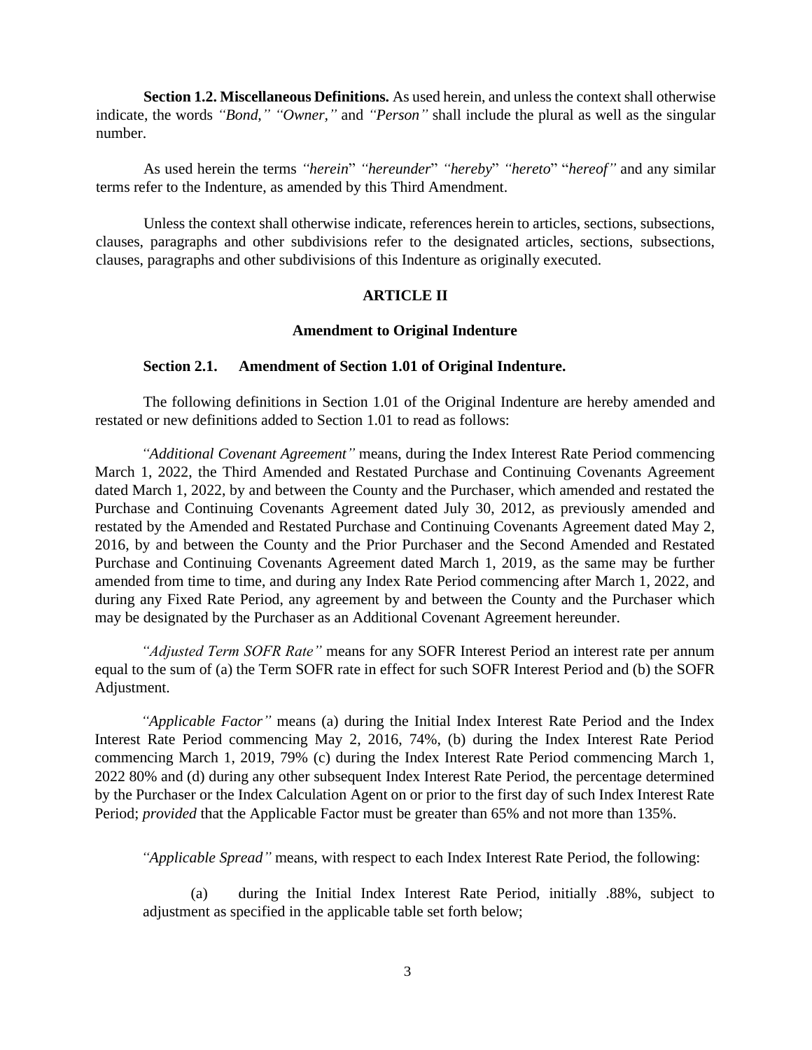**Section 1.2. Miscellaneous Definitions.** As used herein, and unless the context shall otherwise indicate, the words *"Bond," "Owner,"* and *"Person"* shall include the plural as well as the singular number.

As used herein the terms *"herein*" *"hereunder*" *"hereby*" *"hereto*" "*hereof"* and any similar terms refer to the Indenture, as amended by this Third Amendment.

Unless the context shall otherwise indicate, references herein to articles, sections, subsections, clauses, paragraphs and other subdivisions refer to the designated articles, sections, subsections, clauses, paragraphs and other subdivisions of this Indenture as originally executed.

## ARTICLE II

### Amendment to Original Indenture

**Section 2.1. Amendment of Section 1.01 of Original Indenture.**

The following definitions in Section 1.01 of the Original Indenture are hereby amended and restated or new definitions added to Section 1.01 to read as follows:

*"Additional Covenant Agreement"* means, during the Index Interest Rate Period commencing March 1, 2022, the Third Amended and Restated Purchase and Continuing Covenants Agreement dated March 1, 2022, by and between the County and the Purchaser, which amended and restated the Purchase and Continuing Covenants Agreement dated July 30, 2012, as previously amended and restated by the Amended and Restated Purchase and Continuing Covenants Agreement dated May 2, 2016, by and between the County and the Prior Purchaser and the Second Amended and Restated Purchase and Continuing Covenants Agreement dated March 1, 2019, as the same may be further amended from time to time, and during any Index Rate Period commencing after March 1, 2022, and during any Fixed Rate Period, any agreement by and between the County and the Purchaser which may be designated by the Purchaser as an Additional Covenant Agreement hereunder.

*"Adjusted Term SOFR Rate"* means for any SOFR Interest Period an interest rate per annum equal to the sum of (a) the Term SOFR rate in effect for such SOFR Interest Period and (b) the SOFR Adjustment.

*"Applicable Factor"* means (a) during the Initial Index Interest Rate Period and the Index Interest Rate Period commencing May 2, 2016, 74%, (b) during the Index Interest Rate Period commencing March 1, 2019, 79% (c) during the Index Interest Rate Period commencing March 1, 2022 80% and (d) during any other subsequent Index Interest Rate Period, the percentage determined by the Purchaser or the Index Calculation Agent on or prior to the first day of such Index Interest Rate Period; *provided* that the Applicable Factor must be greater than 65% and not more than 135%.

*"Applicable Spread"* means, with respect to each Index Interest Rate Period, the following:

(a) during the Initial Index Interest Rate Period, initially .88%, subject to adjustment as specified in the applicable table set forth below;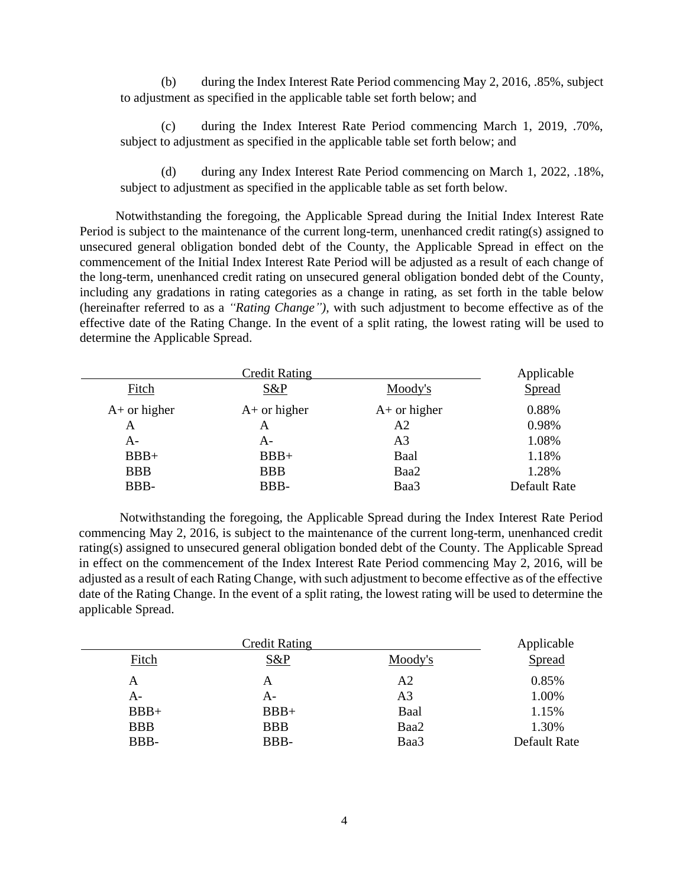(b) during the Index Interest Rate Period commencing May 2, 2016, .85%, subject to adjustment as specified in the applicable table set forth below; and

(c) during the Index Interest Rate Period commencing March 1, 2019, .70%, subject to adjustment as specified in the applicable table set forth below; and

(d) during any Index Interest Rate Period commencing on March 1, 2022, .18%, subject to adjustment as specified in the applicable table as set forth below.

Notwithstanding the foregoing, the Applicable Spread during the Initial Index Interest Rate Period is subject to the maintenance of the current long-term, unenhanced credit rating(s) assigned to unsecured general obligation bonded debt of the County, the Applicable Spread in effect on the commencement of the Initial Index Interest Rate Period will be adjusted as a result of each change of the long-term, unenhanced credit rating on unsecured general obligation bonded debt of the County, including any gradations in rating categories as a change in rating, as set forth in the table below (hereinafter referred to as a *"Rating Change"),* with such adjustment to become effective as of the effective date of the Rating Change. In the event of a split rating, the lowest rating will be used to determine the Applicable Spread.

| Credit Rating | | | Applicable |
|---|---|---|---|
| Fitch | S&P | Moody's | Spread |
| A+ or higher | A+ or higher | A+ or higher | 0.88% |
| A | A | A2 | 0.98% |
| A- | A- | A3 | 1.08% |
| BBB+ | BBB+ | Baal | 1.18% |
| BBB | BBB | Baa2 | 1.28% |
| BBB- | BBB- | Baa3 | Default Rate |

Notwithstanding the foregoing, the Applicable Spread during the Index Interest Rate Period commencing May 2, 2016, is subject to the maintenance of the current long-term, unenhanced credit rating(s) assigned to unsecured general obligation bonded debt of the County. The Applicable Spread in effect on the commencement of the Index Interest Rate Period commencing May 2, 2016, will be adjusted as a result of each Rating Change, with such adjustment to become effective as of the effective date of the Rating Change. In the event of a split rating, the lowest rating will be used to determine the applicable Spread.

| Credit Rating | | | Applicable |
|---|---|---|---|
| Fitch | S&P | Moody's | Spread |
| A | A | A2 | 0.85% |
| A- | A- | A3 | 1.00% |
| BBB+ | BBB+ | Baal | 1.15% |
| BBB | BBB | Baa2 | 1.30% |
| BBB- | BBB- | Baa3 | Default Rate |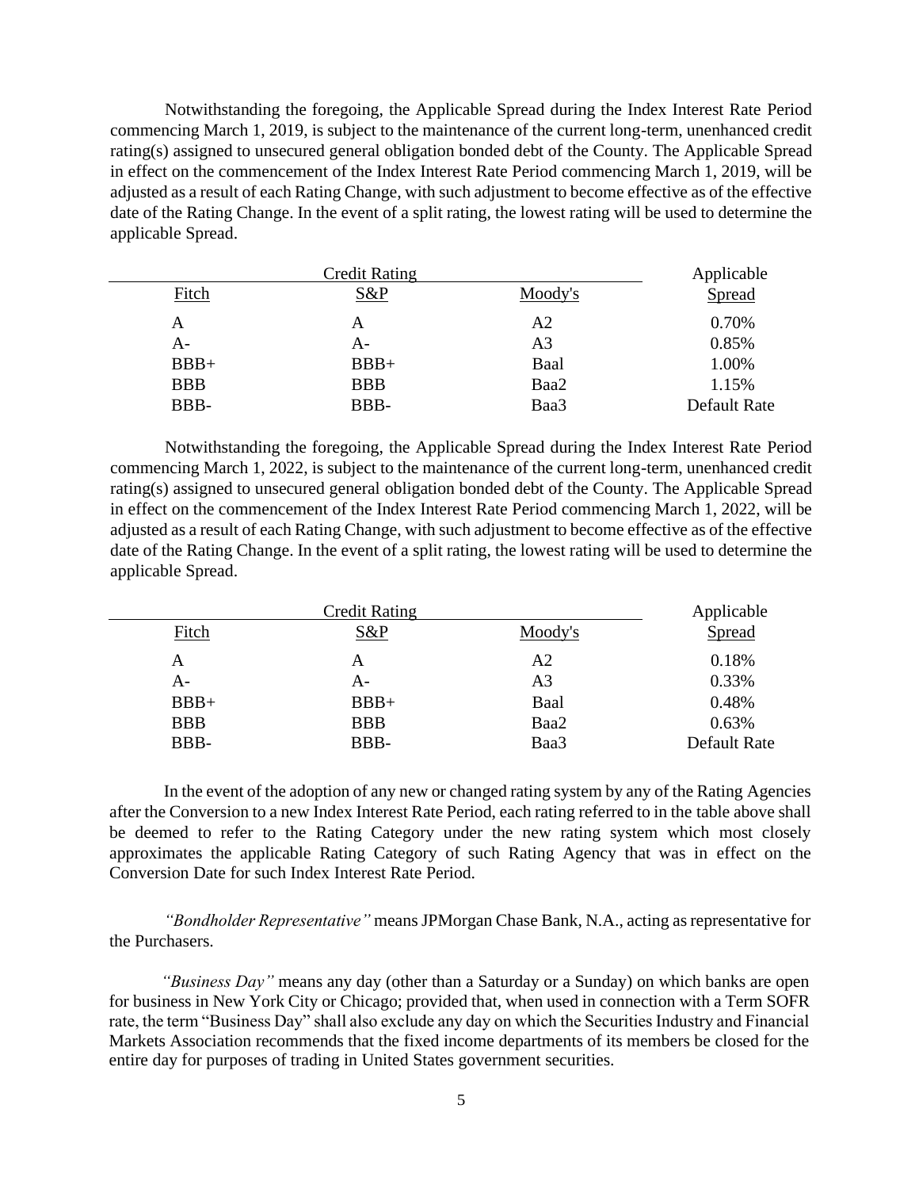Notwithstanding the foregoing, the Applicable Spread during the Index Interest Rate Period commencing March 1, 2019, is subject to the maintenance of the current long-term, unenhanced credit rating(s) assigned to unsecured general obligation bonded debt of the County. The Applicable Spread in effect on the commencement of the Index Interest Rate Period commencing March 1, 2019, will be adjusted as a result of each Rating Change, with such adjustment to become effective as of the effective date of the Rating Change. In the event of a split rating, the lowest rating will be used to determine the applicable Spread.

| Credit Rating | | | Applicable |
|---|---|---|---|
| Fitch | S&P | Moody's | Spread |
| A | A | A2 | 0.70% |
| A- | A- | A3 | 0.85% |
| BBB+ | BBB+ | Baal | 1.00% |
| BBB | BBB | Baa2 | 1.15% |
| BBB- | BBB- | Baa3 | Default Rate |

Notwithstanding the foregoing, the Applicable Spread during the Index Interest Rate Period commencing March 1, 2022, is subject to the maintenance of the current long-term, unenhanced credit rating(s) assigned to unsecured general obligation bonded debt of the County. The Applicable Spread in effect on the commencement of the Index Interest Rate Period commencing March 1, 2022, will be adjusted as a result of each Rating Change, with such adjustment to become effective as of the effective date of the Rating Change. In the event of a split rating, the lowest rating will be used to determine the applicable Spread.

| Credit Rating | | | Applicable |
|---|---|---|---|
| Fitch | S&P | Moody's | Spread |
| A | A | A2 | 0.18% |
| A- | A- | A3 | 0.33% |
| BBB+ | BBB+ | Baal | 0.48% |
| BBB | BBB | Baa2 | 0.63% |
| BBB- | BBB- | Baa3 | Default Rate |

In the event of the adoption of any new or changed rating system by any of the Rating Agencies after the Conversion to a new Index Interest Rate Period, each rating referred to in the table above shall be deemed to refer to the Rating Category under the new rating system which most closely approximates the applicable Rating Category of such Rating Agency that was in effect on the Conversion Date for such Index Interest Rate Period.

*"Bondholder Representative"* means JPMorgan Chase Bank, N.A., acting as representative for the Purchasers.

*"Business Day"* means any day (other than a Saturday or a Sunday) on which banks are open for business in New York City or Chicago; provided that, when used in connection with a Term SOFR rate, the term "Business Day" shall also exclude any day on which the Securities Industry and Financial Markets Association recommends that the fixed income departments of its members be closed for the entire day for purposes of trading in United States government securities.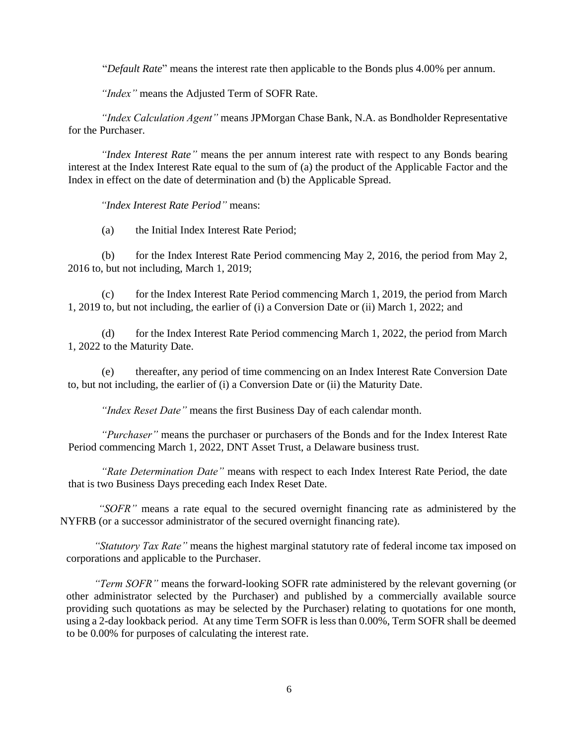"*Default Rate*" means the interest rate then applicable to the Bonds plus 4.00% per annum.

*"Index"* means the Adjusted Term of SOFR Rate.

*"Index Calculation Agent"* means JPMorgan Chase Bank, N.A. as Bondholder Representative for the Purchaser.

*"Index Interest Rate"* means the per annum interest rate with respect to any Bonds bearing interest at the Index Interest Rate equal to the sum of (a) the product of the Applicable Factor and the Index in effect on the date of determination and (b) the Applicable Spread.

*"Index Interest Rate Period"* means:

(a) the Initial Index Interest Rate Period;

(b) for the Index Interest Rate Period commencing May 2, 2016, the period from May 2, 2016 to, but not including, March 1, 2019;

(c) for the Index Interest Rate Period commencing March 1, 2019, the period from March 1, 2019 to, but not including, the earlier of (i) a Conversion Date or (ii) March 1, 2022; and

(d) for the Index Interest Rate Period commencing March 1, 2022, the period from March 1, 2022 to the Maturity Date.

(e) thereafter, any period of time commencing on an Index Interest Rate Conversion Date to, but not including, the earlier of (i) a Conversion Date or (ii) the Maturity Date.

*"Index Reset Date"* means the first Business Day of each calendar month.

*"Purchaser"* means the purchaser or purchasers of the Bonds and for the Index Interest Rate Period commencing March 1, 2022, DNT Asset Trust, a Delaware business trust.

*"Rate Determination Date"* means with respect to each Index Interest Rate Period, the date that is two Business Days preceding each Index Reset Date.

*"SOFR"* means a rate equal to the secured overnight financing rate as administered by the NYFRB (or a successor administrator of the secured overnight financing rate).

*"Statutory Tax Rate"* means the highest marginal statutory rate of federal income tax imposed on corporations and applicable to the Purchaser.

*"Term SOFR"* means the forward-looking SOFR rate administered by the relevant governing (or other administrator selected by the Purchaser) and published by a commercially available source providing such quotations as may be selected by the Purchaser) relating to quotations for one month, using a 2-day lookback period. At any time Term SOFR is less than 0.00%, Term SOFR shall be deemed to be 0.00% for purposes of calculating the interest rate.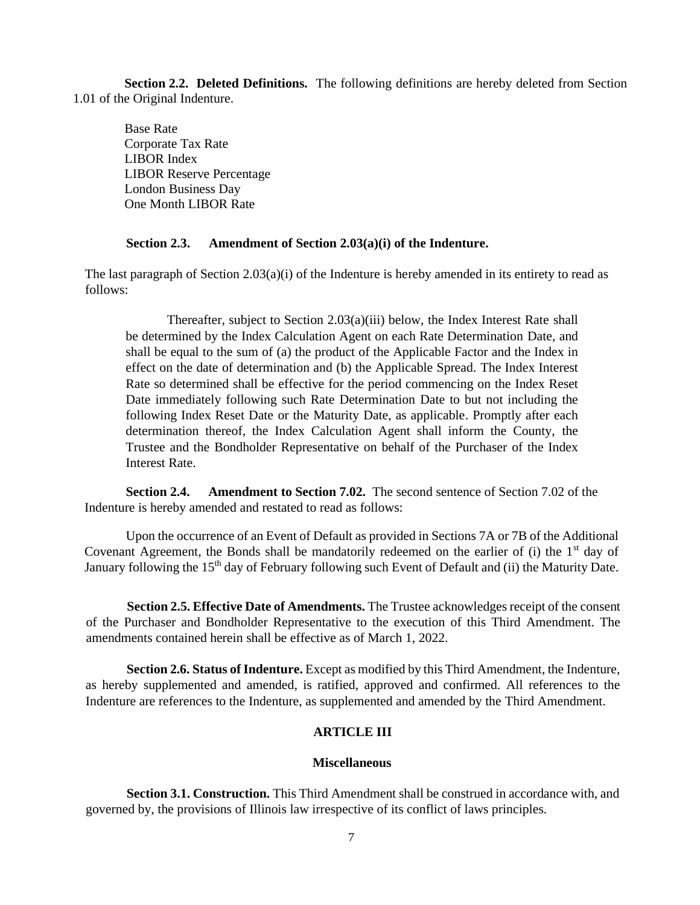**Section 2.2. Deleted Definitions.** The following definitions are hereby deleted from Section 1.01 of the Original Indenture.

Base Rate
Corporate Tax Rate
LIBOR Index
LIBOR Reserve Percentage
London Business Day
One Month LIBOR Rate

**Section 2.3. Amendment of Section 2.03(a)(i) of the Indenture.**

The last paragraph of Section 2.03(a)(i) of the Indenture is hereby amended in its entirety to read as follows:

> Thereafter, subject to Section 2.03(a)(iii) below, the Index Interest Rate shall be determined by the Index Calculation Agent on each Rate Determination Date, and shall be equal to the sum of (a) the product of the Applicable Factor and the Index in effect on the date of determination and (b) the Applicable Spread. The Index Interest Rate so determined shall be effective for the period commencing on the Index Reset Date immediately following such Rate Determination Date to but not including the following Index Reset Date or the Maturity Date, as applicable. Promptly after each determination thereof, the Index Calculation Agent shall inform the County, the Trustee and the Bondholder Representative on behalf of the Purchaser of the Index Interest Rate.

**Section 2.4. Amendment to Section 7.02.** The second sentence of Section 7.02 of the Indenture is hereby amended and restated to read as follows:

Upon the occurrence of an Event of Default as provided in Sections 7A or 7B of the Additional Covenant Agreement, the Bonds shall be mandatorily redeemed on the earlier of (i) the 1st day of January following the 15th day of February following such Event of Default and (ii) the Maturity Date.

**Section 2.5. Effective Date of Amendments.** The Trustee acknowledges receipt of the consent of the Purchaser and Bondholder Representative to the execution of this Third Amendment. The amendments contained herein shall be effective as of March 1, 2022.

**Section 2.6. Status of Indenture.** Except as modified by this Third Amendment, the Indenture, as hereby supplemented and amended, is ratified, approved and confirmed. All references to the Indenture are references to the Indenture, as supplemented and amended by the Third Amendment.

## ARTICLE III

### Miscellaneous

**Section 3.1. Construction.** This Third Amendment shall be construed in accordance with, and governed by, the provisions of Illinois law irrespective of its conflict of laws principles.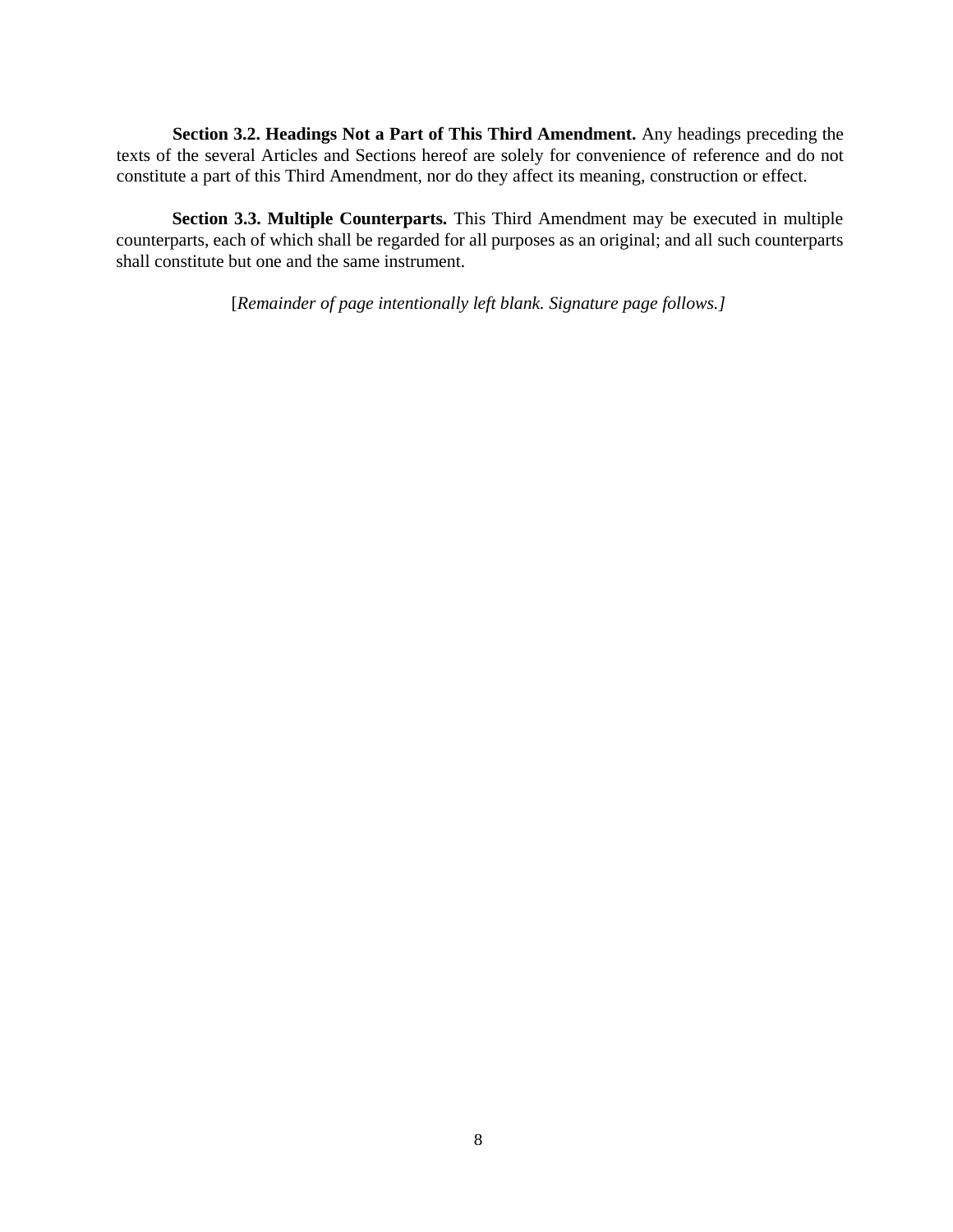**Section 3.2. Headings Not a Part of This Third Amendment.** Any headings preceding the texts of the several Articles and Sections hereof are solely for convenience of reference and do not constitute a part of this Third Amendment, nor do they affect its meaning, construction or effect.

**Section 3.3. Multiple Counterparts.** This Third Amendment may be executed in multiple counterparts, each of which shall be regarded for all purposes as an original; and all such counterparts shall constitute but one and the same instrument.

[*Remainder of page intentionally left blank. Signature page follows.]*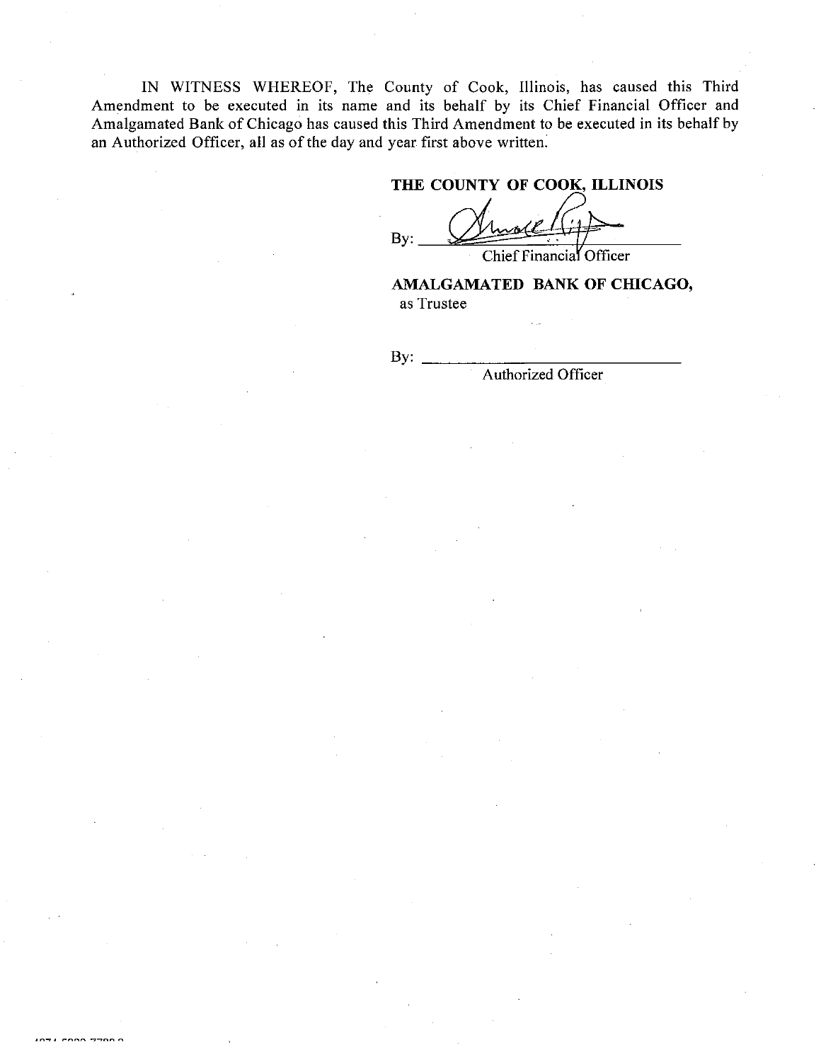IN WITNESS WHEREOF, The County of Cook, Illinois, has caused this Third Amendment to be executed in its name and its behalf by its Chief Financial Officer and Amalgamated Bank of Chicago has caused this Third Amendment to be executed in its behalf by an Authorized Officer, all as of the day and year first above written.

**THE COUNTY OF COOK, ILLINOIS**

By: ______________________________
Chief Financial Officer

**AMALGAMATED BANK OF CHICAGO,**
as Trustee

By: ______________________________
Authorized Officer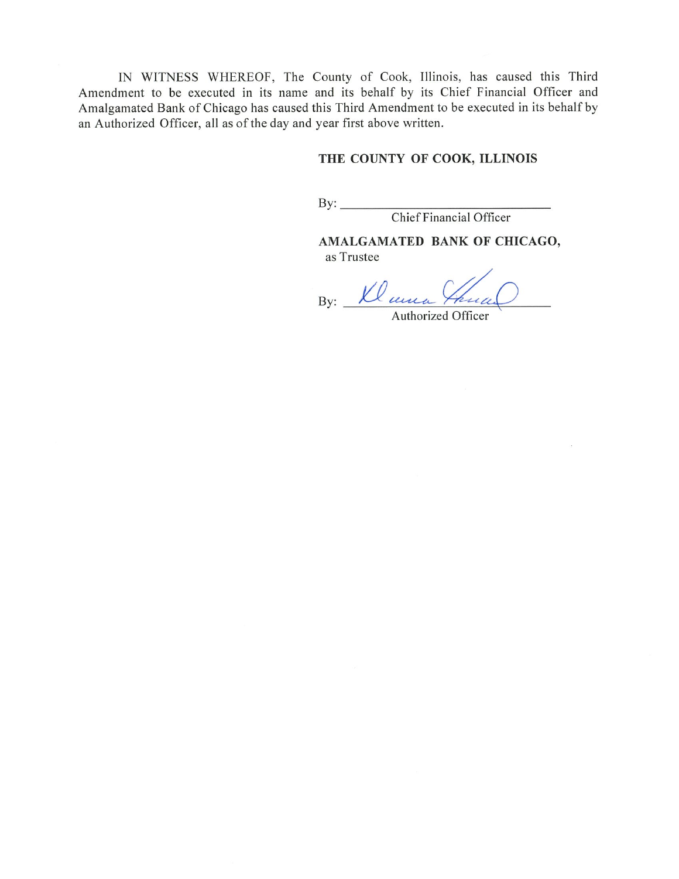IN WITNESS WHEREOF, The County of Cook, Illinois, has caused this Third Amendment to be executed in its name and its behalf by its Chief Financial Officer and Amalgamated Bank of Chicago has caused this Third Amendment to be executed in its behalf by an Authorized Officer, all as of the day and year first above written.

**THE COUNTY OF COOK, ILLINOIS**

By: ______________________________
Chief Financial Officer

**AMALGAMATED BANK OF CHICAGO,**
as Trustee

By: ______________________________
Authorized Officer